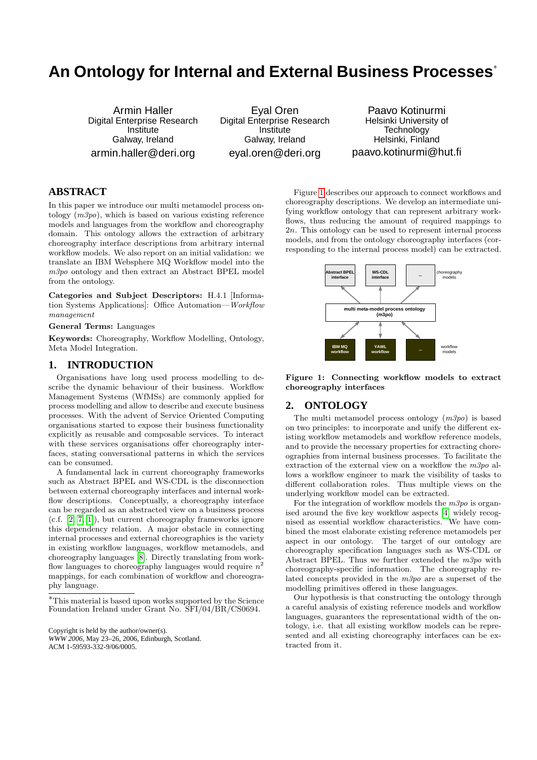# An Ontology for Internal and External Business Processes*

Armin Haller
Digital Enterprise Research Institute
Galway, Ireland
armin.haller@deri.org

Eyal Oren
Digital Enterprise Research Institute
Galway, Ireland
eyal.oren@deri.org

Paavo Kotinurmi
Helsinki University of Technology
Helsinki, Finland
paavo.kotinurmi@hut.fi

## ABSTRACT

In this paper we introduce our multi metamodel process ontology (*m3po*), which is based on various existing reference models and languages from the workflow and choreography domain. This ontology allows the extraction of arbitrary choreography interface descriptions from arbitrary internal workflow models. We also report on an initial validation: we translate an IBM Websphere MQ Workflow model into the *m3po* ontology and then extract an Abstract BPEL model from the ontology.

**Categories and Subject Descriptors:** H.4.1 [Information Systems Applications]: Office Automation—*Workflow management*

**General Terms:** Languages

**Keywords:** Choreography, Workflow Modelling, Ontology, Meta Model Integration.

## 1. INTRODUCTION

Organisations have long used process modelling to describe the dynamic behaviour of their business. Workflow Management Systems (WfMSs) are commonly applied for process modelling and allow to describe and execute business processes. With the advent of Service Oriented Computing organisations started to expose their business functionality explicitly as reusable and composable services. To interact with these services organisations offer choreography interfaces, stating conversational patterns in which the services can be consumed.

A fundamental lack in current choreography frameworks such as Abstract BPEL and WS-CDL is the disconnection between external choreography interfaces and internal workflow descriptions. Conceptually, a choreography interface can be regarded as an abstracted view on a business process (c.f. [2, 7, 1]), but current choreography frameworks ignore this dependency relation. A major obstacle in connecting internal processes and external choreographies is the variety in existing workflow languages, workflow metamodels, and choreography languages [8]. Directly translating from workflow languages to choreography languages would require $n^2$ mappings, for each combination of workflow and choreography language.

*This material is based upon works supported by the Science Foundation Ireland under Grant No. SFI/04/BR/CS0694.

Copyright is held by the author/owner(s).
*WWW 2006*, May 23–26, 2006, Edinburgh, Scotland.
ACM 1-59593-332-9/06/0005.

Figure 1 describes our approach to connect workflows and choreography descriptions. We develop an intermediate unifying workflow ontology that can represent arbitrary workflows, thus reducing the amount of required mappings to $2n$. This ontology can be used to represent internal process models, and from the ontology choreography interfaces (corresponding to the internal process model) can be extracted.

**Figure 1: Connecting workflow models to extract choreography interfaces**

## 2. ONTOLOGY

The multi metamodel process ontology (*m3po*) is based on two principles: to incorporate and unify the different existing workflow metamodels and workflow reference models, and to provide the necessary properties for extracting choreographies from internal business processes. To facilitate the extraction of the external view on a workflow the *m3po* allows a workflow engineer to mark the visibility of tasks to different collaboration roles. Thus multiple views on the underlying workflow model can be extracted.

For the integration of workflow models the *m3po* is organised around the five key workflow aspects [4] widely recognised as essential workflow characteristics. We have combined the most elaborate existing reference metamodels per aspect in our ontology. The target of our ontology are choreography specification languages such as WS-CDL or Abstract BPEL. Thus we further extended the *m3po* with choreography-specific information. The choreography related concepts provided in the *m3po* are a superset of the modelling primitives offered in these languages.

Our hypothesis is that constructing the ontology through a careful analysis of existing reference models and workflow languages, guarantees the representational width of the ontology, i.e. that all existing workflow models can be represented and all existing choreography interfaces can be extracted from it.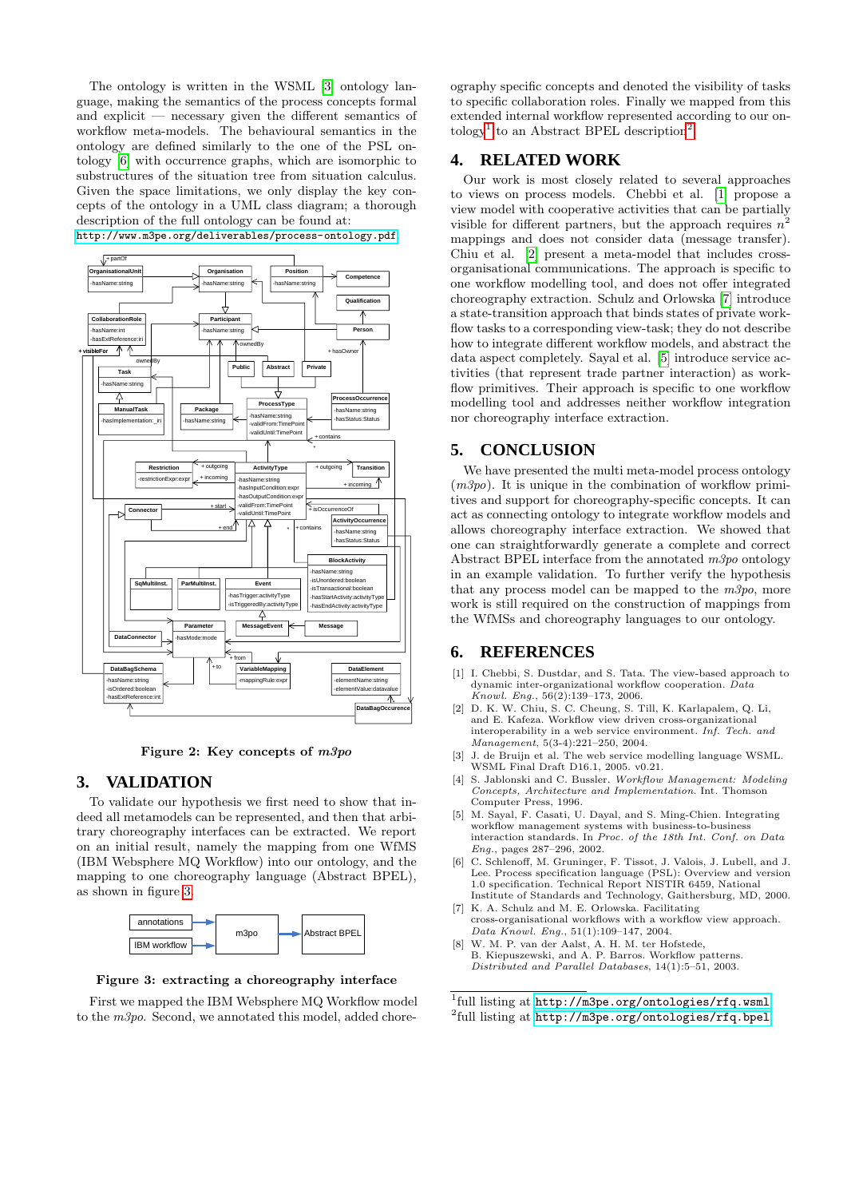The ontology is written in the WSML [3] ontology language, making the semantics of the process concepts formal and explicit — necessary given the different semantics of workflow meta-models. The behavioural semantics in the ontology are defined similarly to the one of the PSL ontology [6] with occurrence graphs, which are isomorphic to substructures of the situation tree from situation calculus. Given the space limitations, we only display the key concepts of the ontology in a UML class diagram; a thorough description of the full ontology can be found at: http://www.m3pe.org/deliverables/process-ontology.pdf

Figure 2: Key concepts of *m3po*

## 3. VALIDATION

To validate our hypothesis we first need to show that indeed all metamodels can be represented, and then that arbitrary choreography interfaces can be extracted. We report on an initial result, namely the mapping from one WfMS (IBM Websphere MQ Workflow) into our ontology, and the mapping to one choreography language (Abstract BPEL), as shown in figure 3.

annotations

IBM workflow

m3po

Abstract BPEL

Figure 3: extracting a choreography interface

First we mapped the IBM Websphere MQ Workflow model to the *m3po*. Second, we annotated this model, added choreography specific concepts and denoted the visibility of tasks to specific collaboration roles. Finally we mapped from this extended internal workflow represented according to our ontology[1] to an Abstract BPEL description[2].

## 4. RELATED WORK

Our work is most closely related to several approaches to views on process models. Chebbi et al. [1] propose a view model with cooperative activities that can be partially visible for different partners, but the approach requires $n^2$ mappings and does not consider data (message transfer). Chiu et al. [2] present a meta-model that includes cross-organisational communications. The approach is specific to one workflow modelling tool, and does not offer integrated choreography extraction. Schulz and Orlowska [7] introduce a state-transition approach that binds states of private workflow tasks to a corresponding view-task; they do not describe how to integrate different workflow models, and abstract the data aspect completely. Sayal et al. [5] introduce service activities (that represent trade partner interaction) as workflow primitives. Their approach is specific to one workflow modelling tool and addresses neither workflow integration nor choreography interface extraction.

## 5. CONCLUSION

We have presented the multi meta-model process ontology (*m3po*). It is unique in the combination of workflow primitives and support for choreography-specific concepts. It can act as connecting ontology to integrate workflow models and allows choreography interface extraction. We showed that one can straightforwardly generate a complete and correct Abstract BPEL interface from the annotated *m3po* ontology in an example validation. To further verify the hypothesis that any process model can be mapped to the *m3po*, more work is still required on the construction of mappings from the WfMSs and choreography languages to our ontology.

## 6. REFERENCES

[1] I. Chebbi, S. Dustdar, and S. Tata. The view-based approach to dynamic inter-organizational workflow cooperation. *Data Knowl. Eng.*, 56(2):139–173, 2006.

[2] D. K. W. Chiu, S. C. Cheung, S. Till, K. Karlapalem, Q. Li, and E. Kafeza. Workflow view driven cross-organizational interoperability in a web service environment. *Inf. Tech. and Management*, 5(3-4):221–250, 2004.

[3] J. de Bruijn et al. The web service modelling language WSML. WSML Final Draft D16.1, 2005. v0.21.

[4] S. Jablonski and C. Bussler. *Workflow Management: Modeling Concepts, Architecture and Implementation.* Int. Thomson Computer Press, 1996.

[5] M. Sayal, F. Casati, U. Dayal, and M. Ming-Chien. Integrating workflow management systems with business-to-business interaction standards. In *Proc. of the 18th Int. Conf. on Data Eng.*, pages 287–296, 2002.

[6] C. Schlenoff, M. Gruninger, F. Tissot, J. Valois, J. Lubell, and J. Lee. Process specification language (PSL): Overview and version 1.0 specification. Technical Report NISTIR 6459, National Institute of Standards and Technology, Gaithersburg, MD, 2000.

[7] K. A. Schulz and M. E. Orlowska. Facilitating cross-organisational workflows with a workflow view approach. *Data Knowl. Eng.*, 51(1):109–147, 2004.

[8] W. M. P. van der Aalst, A. H. M. ter Hofstede, B. Kiepuszewski, and A. P. Barros. Workflow patterns. *Distributed and Parallel Databases*, 14(1):5–51, 2003.

[1] full listing at http://m3pe.org/ontologies/rfq.wsml

[2] full listing at http://m3pe.org/ontologies/rfq.bpel